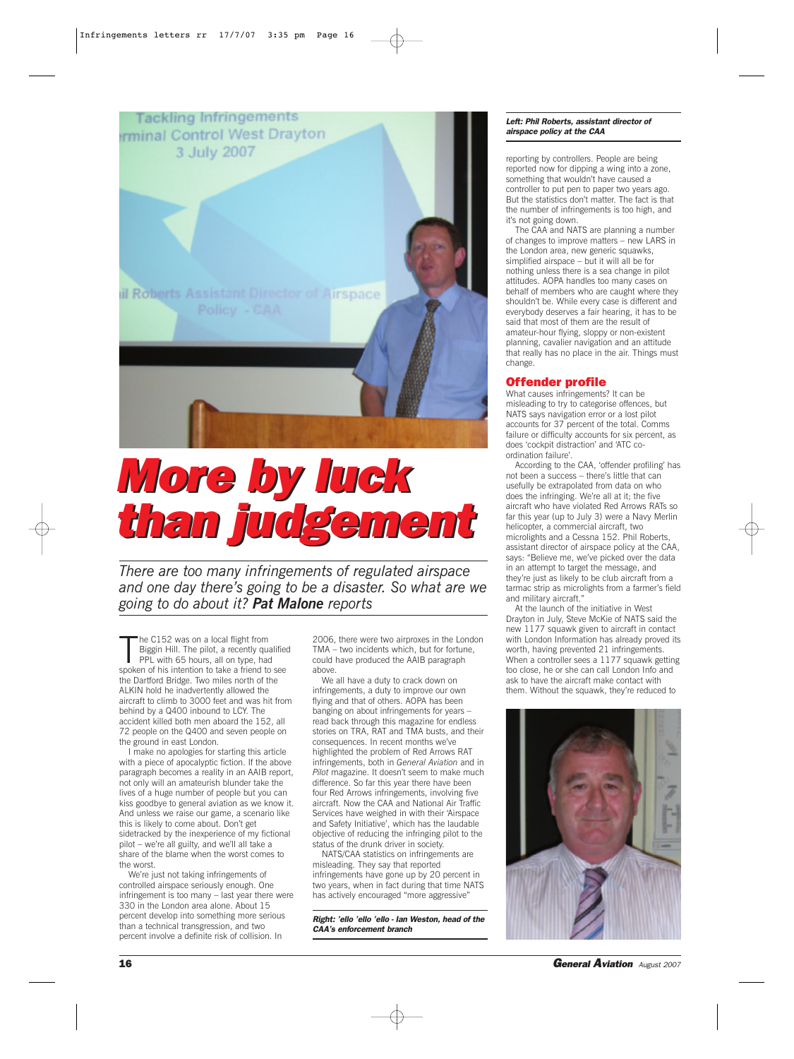# More by luck than judgement

*There are too many infringements of regulated airspace and one day there's going to be a disaster. So what are we going to do about it? **Pat Malone** reports*

The C152 was on a local flight from Biggin Hill. The pilot, a recently qualified PPL with 65 hours, all on type, had spoken of his intention to take a friend to see the Dartford Bridge. Two miles north of the ALKIN hold he inadvertently allowed the aircraft to climb to 3000 feet and was hit from behind by a Q400 inbound to LCY. The accident killed both men aboard the 152, all 72 people on the Q400 and seven people on the ground in east London.

I make no apologies for starting this article with a piece of apocalyptic fiction. If the above paragraph becomes a reality in an AAIB report, not only will an amateurish blunder take the lives of a huge number of people but you can kiss goodbye to general aviation as we know it. And unless we raise our game, a scenario like this is likely to come about. Don't get sidetracked by the inexperience of my fictional pilot – we're all guilty, and we'll all take a share of the blame when the worst comes to the worst.

We're just not taking infringements of controlled airspace seriously enough. One infringement is too many – last year there were 330 in the London area alone. About 15 percent develop into something more serious than a technical transgression, and two percent involve a definite risk of collision. In 2006, there were two airproxes in the London TMA – two incidents which, but for fortune, could have produced the AAIB paragraph above.

We all have a duty to crack down on infringements, a duty to improve our own flying and that of others. AOPA has been banging on about infringements for years – read back through this magazine for endless stories on TRA, RAT and TMA busts, and their consequences. In recent months we've highlighted the problem of Red Arrows RAT infringements, both in *General Aviation* and in *Pilot* magazine. It doesn't seem to make much difference. So far this year there have been four Red Arrows infringements, involving five aircraft. Now the CAA and National Air Traffic Services have weighed in with their 'Airspace and Safety Initiative', which has the laudable objective of reducing the infringing pilot to the status of the drunk driver in society.

NATS/CAA statistics on infringements are misleading. They say that reported infringements have gone up by 20 percent in two years, when in fact during that time NATS has actively encouraged "more aggressive" reporting by controllers. People are being reported now for dipping a wing into a zone, something that wouldn't have caused a controller to put pen to paper two years ago. But the statistics don't matter. The fact is that the number of infringements is too high, and it's not going down.

The CAA and NATS are planning a number of changes to improve matters – new LARS in the London area, new generic squawks, simplified airspace – but it will all be for nothing unless there is a sea change in pilot attitudes. AOPA handles too many cases on behalf of members who are caught where they shouldn't be. While every case is different and everybody deserves a fair hearing, it has to be said that most of them are the result of amateur-hour flying, sloppy or non-existent planning, cavalier navigation and an attitude that really has no place in the air. Things must change.

*Left: Phil Roberts, assistant director of airspace policy at the CAA*

## Offender profile

What causes infringements? It can be misleading to try to categorise offences, but NATS says navigation error or a lost pilot accounts for 37 percent of the total. Comms failure or difficulty accounts for six percent, as does 'cockpit distraction' and 'ATC co-ordination failure'.

According to the CAA, 'offender profiling' has not been a success – there's little that can usefully be extrapolated from data on who does the infringing. We're all at it; the five aircraft who have violated Red Arrows RATs so far this year (up to July 3) were a Navy Merlin helicopter, a commercial aircraft, two microlights and a Cessna 152. Phil Roberts, assistant director of airspace policy at the CAA, says: "Believe me, we've picked over the data in an attempt to target the message, and they're just as likely to be club aircraft from a tarmac strip as microlights from a farmer's field and military aircraft."

At the launch of the initiative in West Drayton in July, Steve McKie of NATS said the new 1177 squawk given to aircraft in contact with London Information has already proved its worth, having prevented 21 infringements. When a controller sees a 1177 squawk getting too close, he or she can call London Info and ask to have the aircraft make contact with them. Without the squawk, they're reduced to

*Right: 'ello 'ello 'ello - Ian Weston, head of the CAA's enforcement branch*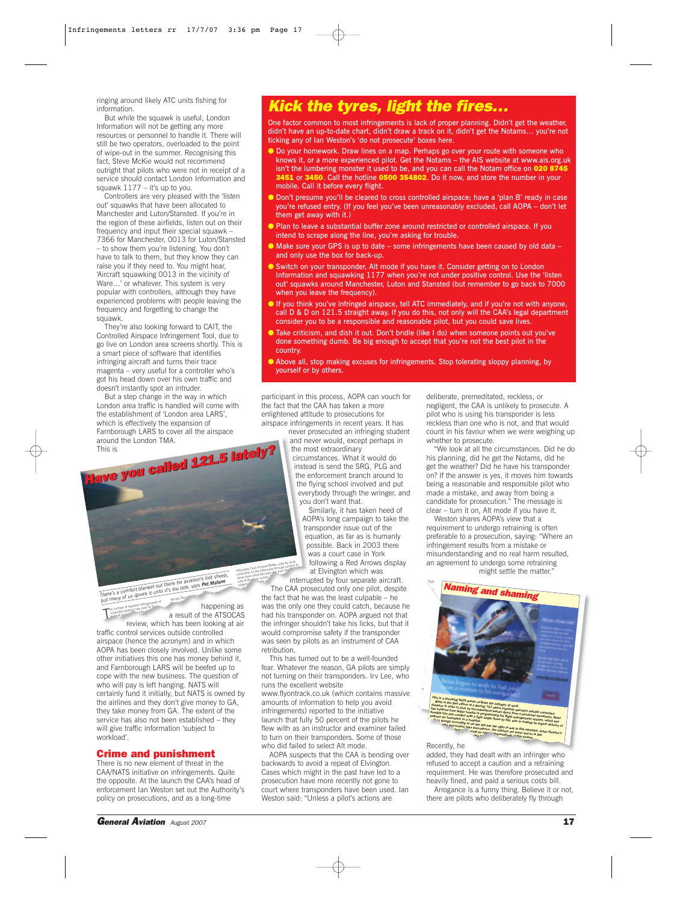ringing around likely ATC units fishing for information.

But while the squawk is useful, London Information will not be getting any more resources or personnel to handle it. There will still be two operators, overloaded to the point of wipe-out in the summer. Recognising this fact, Steve McKie would not recommend outright that pilots who were not in receipt of a service should contact London Information and squawk 1177 – it's up to you.

Controllers are very pleased with the 'listen out' squawks that have been allocated to Manchester and Luton/Stansted. If you're in the region of these airfields, listen out on their frequency and input their special squawk – 7366 for Manchester, 0013 for Luton/Stansted – to show them you're listening. You don't have to talk to them, but they know they can raise you if they need to. You might hear, 'Aircraft squawking 0013 in the vicinity of Ware…' or whatever. This system is very popular with controllers, although they have experienced problems with people leaving the frequency and forgetting to change the squawk.

They're also looking forward to CAIT, the Controlled Airspace Infringement Tool, due to go live on London area screens shortly. This is a smart piece of software that identifies infringing aircraft and turns their trace magenta – very useful for a controller who's got his head down over his own traffic and doesn't instantly spot an intruder.

But a step change in the way in which London area traffic is handled will come with the establishment of 'London area LARS', which is effectively the expansion of Farnborough LARS to cover all the airspace around the London TMA.

This is happening as a result of the ATSOCAS review, which has been looking at air traffic control services outside controlled airspace (hence the acronym) and in which AOPA has been closely involved. Unlike some other initiatives this one has money behind it, and Farnborough LARS will be beefed up to cope with the new business. The question of who will pay is left hanging. NATS will certainly fund it initially, but NATS is owned by the airlines and they don't give money to GA, they take money from GA. The extent of the service has also not been established – they will give traffic information 'subject to workload'.

## Crime and punishment

There is no new element of threat in the CAA/NATS initiative on infringements. Quite the opposite. At the launch the CAA's head of enforcement Ian Weston set out the Authority's policy on prosecutions, and as a long-time participant in this process, AOPA can vouch for the fact that the CAA has taken a more enlightened attitude to prosecutions for airspace infringements in recent years. It has never prosecuted an infringing student and never would, except perhaps in the most extraordinary circumstances. What it would do instead is send the SRG, PLG and the enforcement branch around to the flying school involved and put everybody through the wringer, and you don't want that.

Similarly, it has taken heed of AOPA's long campaign to take the transponder issue out of the equation, as far as is humanly possible. Back in 2003 there was a court case in York following a Red Arrows display at Elvington which was interrupted by four separate aircraft. The CAA prosecuted only one pilot, despite the fact that he was the least culpable – he was the only one they could catch, because he had his transponder on. AOPA argued that the infringer shouldn't take his licks, but that it would compromise safety if the transponder was seen by pilots as an instrument of CAA retribution.

This has turned out to be a well-founded fear. Whatever the reason, GA pilots are simply not turning on their transponders. Irv Lee, who runs the excellent website www.flyontrack.co.uk (which contains massive amounts of information to help you avoid infringements) reported to the initiative launch that fully 50 percent of the pilots he flew with as an instructor and examiner failed to turn on their transponders. Some of those who did failed to select Alt mode.

AOPA suspects that the CAA is bending over backwards to avoid a repeat of Elvington. Cases which might in the past have led to a prosecution have more recently not gone to court where transponders have been used. Ian Weston said: "Unless a pilot's actions are deliberate, premeditated, reckless, or negligent, the CAA is unlikely to prosecute. A pilot who is using his transponder is less reckless than one who is not, and that would count in his favour when we were weighing up whether to prosecute.

"We look at all the circumstances. Did he do his planning, did he get the Notams, did he get the weather? Did he have his transponder on? If the answer is yes, it moves him towards being a reasonable and responsible pilot who made a mistake, and away from being a candidate for prosecution." The message is clear – turn it on, Alt mode if you have it.

Weston shares AOPA's view that a requirement to undergo retraining is often preferable to a prosecution, saying: "Where an infringement results from a mistake or misunderstanding and no real harm resulted, an agreement to undergo some retraining might settle the matter."

Recently, he added, they had dealt with an infringer who refused to accept a caution and a retraining requirement. He was therefore prosecuted and heavily fined, and paid a serious costs bill.

Arrogance is a funny thing. Believe it or not, there are pilots who deliberately fly through

## Kick the tyres, light the fires...

One factor common to most infringements is lack of proper planning. Didn't get the weather, didn't have an up-to-date chart, didn't draw a track on it, didn't get the Notams… you're not ticking any of Ian Weston's 'do not prosecute' boxes here.

- Do your homework. Draw lines on a map. Perhaps go over your route with someone who knows it, or a more experienced pilot. Get the Notams – the AIS website at www.ais.org.uk isn't the lumbering monster it used to be, and you can call the Notam office on **020 8745 3451** or **3450**. Call the hotline **0500 354802**. Do it now, and store the number in your mobile. Call it before every flight.
- Don't presume you'll be cleared to cross controlled airspace; have a 'plan B' ready in case you're refused entry. (If you feel you've been unreasonably excluded, call AOPA – don't let them get away with it.)
- Plan to leave a substantial buffer zone around restricted or controlled airspace. If you intend to scrape along the line, you're asking for trouble.
- Make sure your GPS is up to date – some infringements have been caused by old data – and only use the box for back-up.
- Switch on your transponder, Alt mode if you have it. Consider getting on to London Information and squawking 1177 when you're not under positive control. Use the 'listen out' squawks around Manchester, Luton and Stansted (but remember to go back to 7000 when you leave the frequency).
- If you think you've infringed airspace, tell ATC immediately, and if you're not with anyone, call D & D on 121.5 straight away. If you do this, not only will the CAA's legal department consider you to be a responsible and reasonable pilot, but you could save lives.
- Take criticism, and dish it out. Don't bridle (like I do) when someone points out you've done something dumb. Be big enough to accept that you're not the best pilot in the country.
- Above all, stop making excuses for infringements. Stop tolerating sloppy planning, by yourself or by others.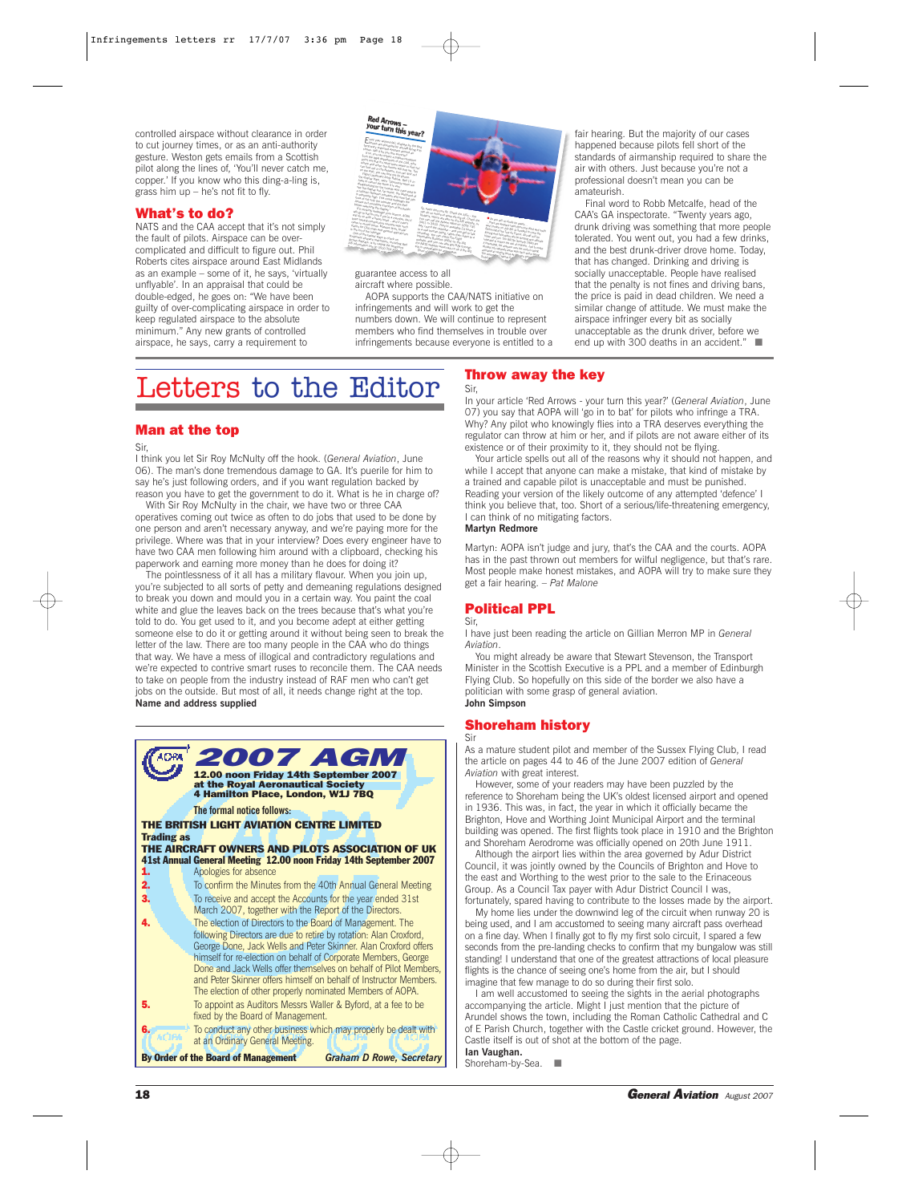controlled airspace without clearance in order to cut journey times, or as an anti-authority gesture. Weston gets emails from a Scottish pilot along the lines of, 'You'll never catch me, copper.' If you know who this ding-a-ling is, grass him up – he's not fit to fly.

### What's to do?

NATS and the CAA accept that it's not simply the fault of pilots. Airspace can be over-complicated and difficult to figure out. Phil Roberts cites airspace around East Midlands as an example – some of it, he says, 'virtually unflyable'. In an appraisal that could be double-edged, he goes on: "We have been guilty of over-complicating airspace in order to keep regulated airspace to the absolute minimum." Any new grants of controlled airspace, he says, carry a requirement to guarantee access to all aircraft where possible.

AOPA supports the CAA/NATS initiative on infringements and will work to get the numbers down. We will continue to represent members who find themselves in trouble over infringements because everyone is entitled to a fair hearing. But the majority of our cases happened because pilots fell short of the standards of airmanship required to share the air with others. Just because you're not a professional doesn't mean you can be amateurish.

Final word to Robb Metcalfe, head of the CAA's GA inspectorate. "Twenty years ago, drunk driving was something that more people tolerated. You went out, you had a few drinks, and the best drunk-driver drove home. Today, that has changed. Drinking and driving is socially unacceptable. People have realised that the penalty is not fines and driving bans, the price is paid in dead children. We need a similar change of attitude. We must make the airspace infringer every bit as socially unacceptable as the drunk driver, before we end up with 300 deaths in an accident." ■

# Letters to the Editor

## Man at the top

Sir,

I think you let Sir Roy McNulty off the hook. (*General Aviation*, June 06). The man's done tremendous damage to GA. It's puerile for him to say he's just following orders, and if you want regulation backed by reason you have to get the government to do it. What is he in charge of?

With Sir Roy McNulty in the chair, we have two or three CAA operatives coming out twice as often to do jobs that used to be done by one person and aren't necessary anyway, and we're paying more for the privilege. Where was that in your interview? Does every engineer have to have two CAA men following him around with a clipboard, checking his paperwork and earning more money than he does for doing it?

The pointlessness of it all has a military flavour. When you join up, you're subjected to all sorts of petty and demeaning regulations designed to break you down and mould you in a certain way. You paint the coal white and glue the leaves back on the trees because that's what you're told to do. You get used to it, and you become adept at either getting someone else to do it or getting around it without being seen to break the letter of the law. There are too many people in the CAA who do things that way. We have a mess of illogical and contradictory regulations and we're expected to contrive smart ruses to reconcile them. The CAA needs to take on people from the industry instead of RAF men who can't get jobs on the outside. But most of all, it needs change right at the top.

**Name and address supplied**

## 2007 AGM

**12.00 noon Friday 14th September 2007**
**at the Royal Aeronautical Society**
**4 Hamilton Place, London, W1J 7BQ**

**The formal notice follows:**

**THE BRITISH LIGHT AVIATION CENTRE LIMITED**
**Trading as**
**THE AIRCRAFT OWNERS AND PILOTS ASSOCIATION OF UK**
**41st Annual General Meeting 12.00 noon Friday 14th September 2007**

1. Apologies for absence
2. To confirm the Minutes from the 40th Annual General Meeting
3. To receive and accept the Accounts for the year ended 31st March 2007, together with the Report of the Directors.
4. The election of Directors to the Board of Management. The following Directors are due to retire by rotation: Alan Croxford, George Done, Jack Wells and Peter Skinner. Alan Croxford offers himself for re-election on behalf of Corporate Members, George Done and Jack Wells offer themselves on behalf of Pilot Members, and Peter Skinner offers himself on behalf of Instructor Members. The election of other properly nominated Members of AOPA.
5. To appoint as Auditors Messrs Waller & Byford, at a fee to be fixed by the Board of Management.
6. To conduct any other business which may properly be dealt with at an Ordinary General Meeting.

**By Order of the Board of Management** *Graham D Rowe, Secretary*

## Throw away the key

Sir,

In your article 'Red Arrows - your turn this year?' (*General Aviation*, June 07) you say that AOPA will 'go in to bat' for pilots who infringe a TRA. Why? Any pilot who knowingly flies into a TRA deserves everything the regulator can throw at him or her, and if pilots are not aware either of its existence or of their proximity to it, they should not be flying.

Your article spells out all of the reasons why it should not happen, and while I accept that anyone can make a mistake, that kind of mistake by a trained and capable pilot is unacceptable and must be punished. Reading your version of the likely outcome of any attempted 'defence' I think you believe that, too. Short of a serious/life-threatening emergency, I can think of no mitigating factors.

**Martyn Redmore**

Martyn: AOPA isn't judge and jury, that's the CAA and the courts. AOPA has in the past thrown out members for wilful negligence, but that's rare. Most people make honest mistakes, and AOPA will try to make sure they get a fair hearing. – *Pat Malone*

## Political PPL

Sir,

I have just been reading the article on Gillian Merron MP in *General Aviation*.

You might already be aware that Stewart Stevenson, the Transport Minister in the Scottish Executive is a PPL and a member of Edinburgh Flying Club. So hopefully on this side of the border we also have a politician with some grasp of general aviation.

**John Simpson**

## Shoreham history

Sir

As a mature student pilot and member of the Sussex Flying Club, I read the article on pages 44 to 46 of the June 2007 edition of *General Aviation* with great interest.

However, some of your readers may have been puzzled by the reference to Shoreham being the UK's oldest licensed airport and opened in 1936. This was, in fact, the year in which it officially became the Brighton, Hove and Worthing Joint Municipal Airport and the terminal building was opened. The first flights took place in 1910 and the Brighton and Shoreham Aerodrome was officially opened on 20th June 1911.

Although the airport lies within the area governed by Adur District Council, it was jointly owned by the Councils of Brighton and Hove to the east and Worthing to the west prior to the sale to the Erinaceous Group. As a Council Tax payer with Adur District Council I was, fortunately, spared having to contribute to the losses made by the airport.

My home lies under the downwind leg of the circuit when runway 20 is being used, and I am accustomed to seeing many aircraft pass overhead on a fine day. When I finally got to fly my first solo circuit, I spared a few seconds from the pre-landing checks to confirm that my bungalow was still standing! I understand that one of the greatest attractions of local pleasure flights is the chance of seeing one's home from the air, but I should imagine that few manage to do so during their first solo.

I am well accustomed to seeing the sights in the aerial photographs accompanying the article. Might I just mention that the picture of Arundel shows the town, including the Roman Catholic Cathedral and C of E Parish Church, together with the Castle cricket ground. However, the Castle itself is out of shot at the bottom of the page.

**Ian Vaughan.**
Shoreham-by-Sea. ■